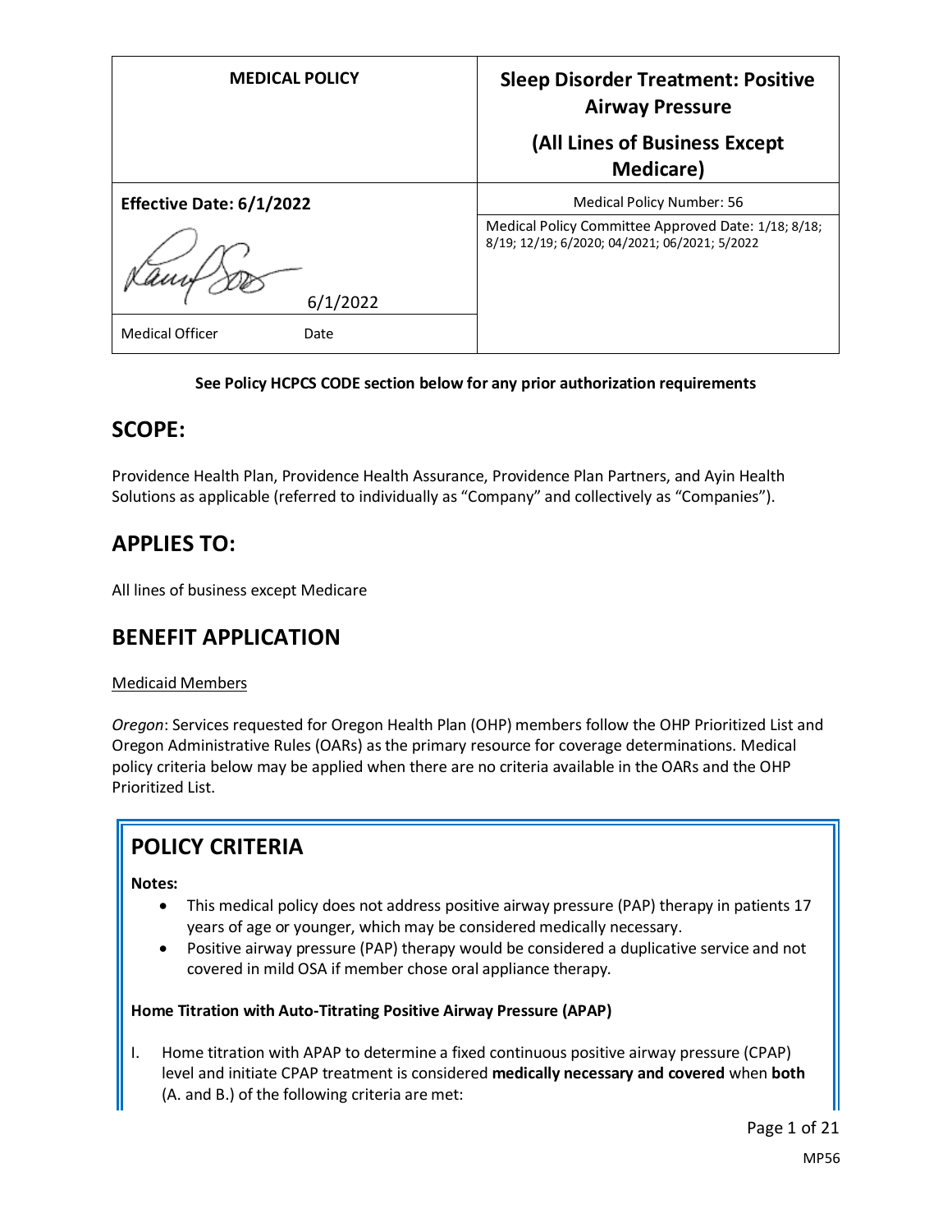| MEDICAL POLICY | Sleep Disorder Treatment: Positive Airway Pressure (All Lines of Business Except Medicare) |
|---|---|
| **Effective Date: 6/1/2022** | Medical Policy Number: 56 |
| 6/1/2022 | Medical Policy Committee Approved Date: 1/18; 8/18; 8/19; 12/19; 6/2020; 04/2021; 06/2021; 5/2022 |
| Medical Officer Date | |

**See Policy HCPCS CODE section below for any prior authorization requirements**

## SCOPE:

Providence Health Plan, Providence Health Assurance, Providence Plan Partners, and Ayin Health Solutions as applicable (referred to individually as "Company" and collectively as "Companies").

## APPLIES TO:

All lines of business except Medicare

## BENEFIT APPLICATION

Medicaid Members

*Oregon*: Services requested for Oregon Health Plan (OHP) members follow the OHP Prioritized List and Oregon Administrative Rules (OARs) as the primary resource for coverage determinations. Medical policy criteria below may be applied when there are no criteria available in the OARs and the OHP Prioritized List.

## POLICY CRITERIA

**Notes:**

- This medical policy does not address positive airway pressure (PAP) therapy in patients 17 years of age or younger, which may be considered medically necessary.
- Positive airway pressure (PAP) therapy would be considered a duplicative service and not covered in mild OSA if member chose oral appliance therapy.

**Home Titration with Auto-Titrating Positive Airway Pressure (APAP)**

I. Home titration with APAP to determine a fixed continuous positive airway pressure (CPAP) level and initiate CPAP treatment is considered **medically necessary and covered** when **both** (A. and B.) of the following criteria are met: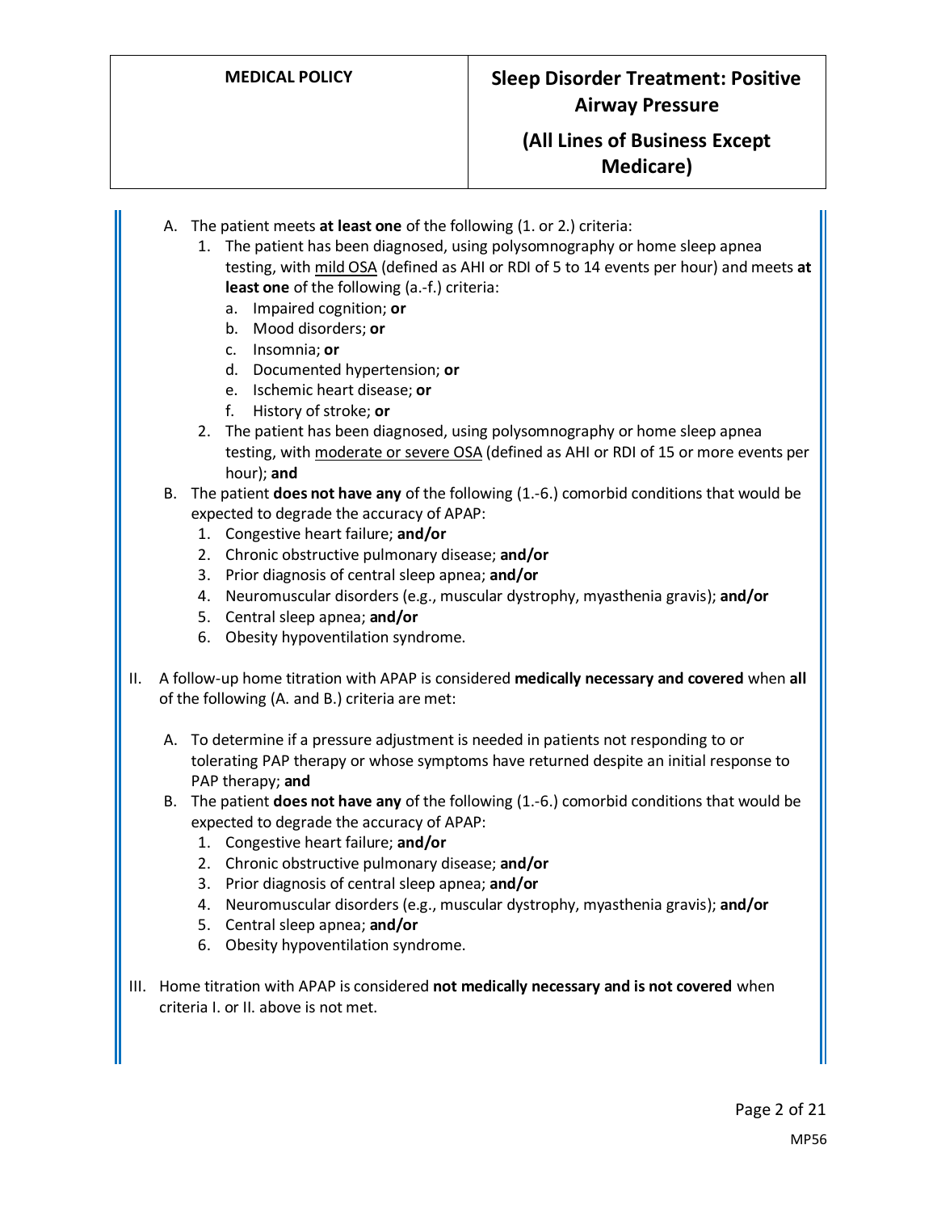A. The patient meets **at least one** of the following (1. or 2.) criteria:
   1. The patient has been diagnosed, using polysomnography or home sleep apnea testing, with <u>mild OSA</u> (defined as AHI or RDI of 5 to 14 events per hour) and meets **at least one** of the following (a.-f.) criteria:
      a. Impaired cognition; **or**
      b. Mood disorders; **or**
      c. Insomnia; **or**
      d. Documented hypertension; **or**
      e. Ischemic heart disease; **or**
      f. History of stroke; **or**
   2. The patient has been diagnosed, using polysomnography or home sleep apnea testing, with <u>moderate or severe OSA</u> (defined as AHI or RDI of 15 or more events per hour); **and**

B. The patient **does not have any** of the following (1.-6.) comorbid conditions that would be expected to degrade the accuracy of APAP:
   1. Congestive heart failure; **and/or**
   2. Chronic obstructive pulmonary disease; **and/or**
   3. Prior diagnosis of central sleep apnea; **and/or**
   4. Neuromuscular disorders (e.g., muscular dystrophy, myasthenia gravis); **and/or**
   5. Central sleep apnea; **and/or**
   6. Obesity hypoventilation syndrome.

II. A follow-up home titration with APAP is considered **medically necessary and covered** when **all** of the following (A. and B.) criteria are met:

   A. To determine if a pressure adjustment is needed in patients not responding to or tolerating PAP therapy or whose symptoms have returned despite an initial response to PAP therapy; **and**

   B. The patient **does not have any** of the following (1.-6.) comorbid conditions that would be expected to degrade the accuracy of APAP:
      1. Congestive heart failure; **and/or**
      2. Chronic obstructive pulmonary disease; **and/or**
      3. Prior diagnosis of central sleep apnea; **and/or**
      4. Neuromuscular disorders (e.g., muscular dystrophy, myasthenia gravis); **and/or**
      5. Central sleep apnea; **and/or**
      6. Obesity hypoventilation syndrome.

III. Home titration with APAP is considered **not medically necessary and is not covered** when criteria I. or II. above is not met.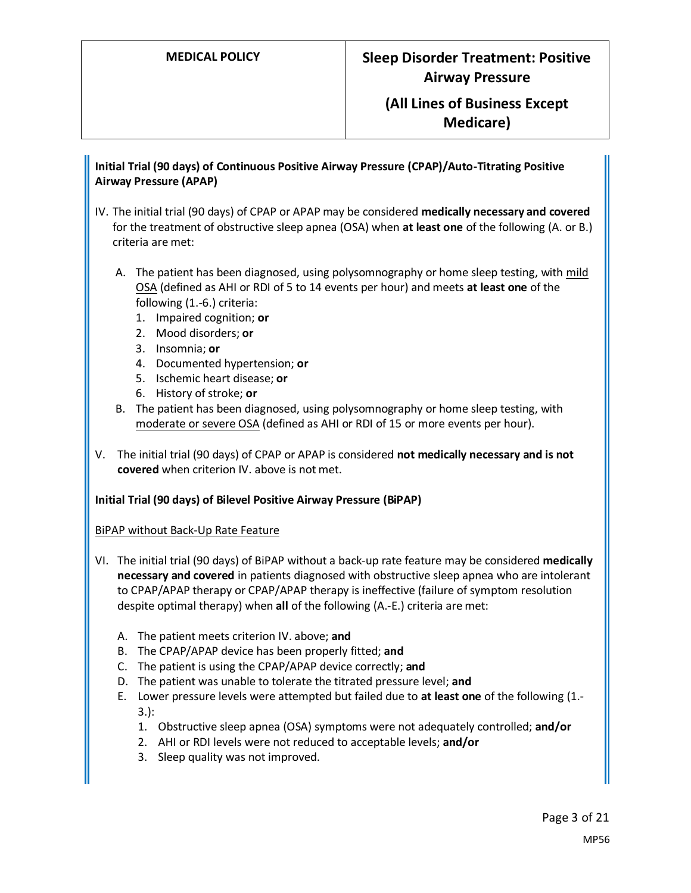**Initial Trial (90 days) of Continuous Positive Airway Pressure (CPAP)/Auto-Titrating Positive Airway Pressure (APAP)**

IV. The initial trial (90 days) of CPAP or APAP may be considered **medically necessary and covered** for the treatment of obstructive sleep apnea (OSA) when **at least one** of the following (A. or B.) criteria are met:

   A. The patient has been diagnosed, using polysomnography or home sleep testing, with mild OSA (defined as AHI or RDI of 5 to 14 events per hour) and meets **at least one** of the following (1.-6.) criteria:
      1. Impaired cognition; **or**
      2. Mood disorders; **or**
      3. Insomnia; **or**
      4. Documented hypertension; **or**
      5. Ischemic heart disease; **or**
      6. History of stroke; **or**

   B. The patient has been diagnosed, using polysomnography or home sleep testing, with moderate or severe OSA (defined as AHI or RDI of 15 or more events per hour).

V. The initial trial (90 days) of CPAP or APAP is considered **not medically necessary and is not covered** when criterion IV. above is not met.

**Initial Trial (90 days) of Bilevel Positive Airway Pressure (BiPAP)**

BiPAP without Back-Up Rate Feature

VI. The initial trial (90 days) of BiPAP without a back-up rate feature may be considered **medically necessary and covered** in patients diagnosed with obstructive sleep apnea who are intolerant to CPAP/APAP therapy or CPAP/APAP therapy is ineffective (failure of symptom resolution despite optimal therapy) when **all** of the following (A.-E.) criteria are met:

   A. The patient meets criterion IV. above; **and**
   B. The CPAP/APAP device has been properly fitted; **and**
   C. The patient is using the CPAP/APAP device correctly; **and**
   D. The patient was unable to tolerate the titrated pressure level; **and**
   E. Lower pressure levels were attempted but failed due to **at least one** of the following (1.-3.):
      1. Obstructive sleep apnea (OSA) symptoms were not adequately controlled; **and/or**
      2. AHI or RDI levels were not reduced to acceptable levels; **and/or**
      3. Sleep quality was not improved.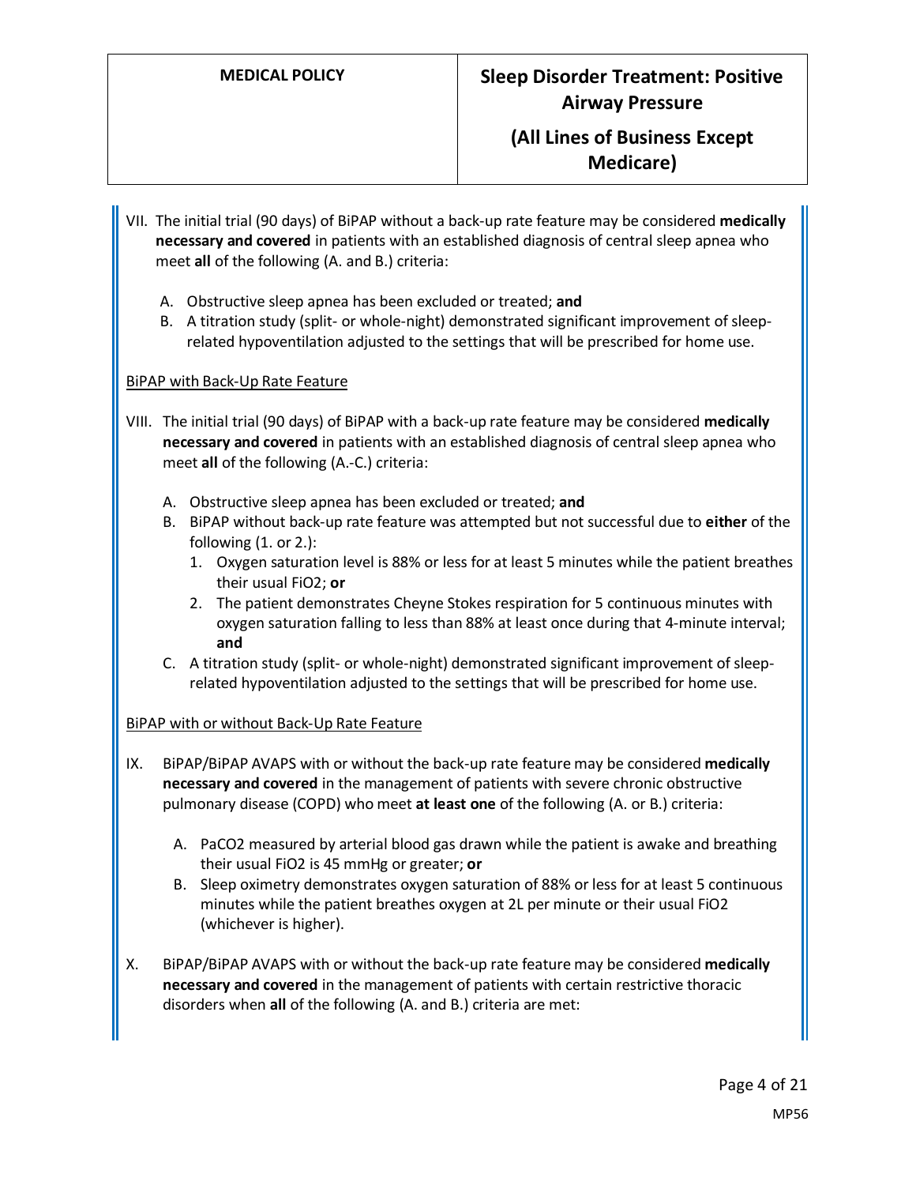VII. The initial trial (90 days) of BiPAP without a back-up rate feature may be considered **medically necessary and covered** in patients with an established diagnosis of central sleep apnea who meet **all** of the following (A. and B.) criteria:

   A. Obstructive sleep apnea has been excluded or treated; **and**
   B. A titration study (split- or whole-night) demonstrated significant improvement of sleep-related hypoventilation adjusted to the settings that will be prescribed for home use.

BiPAP with Back-Up Rate Feature

VIII. The initial trial (90 days) of BiPAP with a back-up rate feature may be considered **medically necessary and covered** in patients with an established diagnosis of central sleep apnea who meet **all** of the following (A.-C.) criteria:

   A. Obstructive sleep apnea has been excluded or treated; **and**
   B. BiPAP without back-up rate feature was attempted but not successful due to **either** of the following (1. or 2.):
      1. Oxygen saturation level is 88% or less for at least 5 minutes while the patient breathes their usual FiO2; **or**
      2. The patient demonstrates Cheyne Stokes respiration for 5 continuous minutes with oxygen saturation falling to less than 88% at least once during that 4-minute interval; **and**
   C. A titration study (split- or whole-night) demonstrated significant improvement of sleep-related hypoventilation adjusted to the settings that will be prescribed for home use.

BiPAP with or without Back-Up Rate Feature

IX. BiPAP/BiPAP AVAPS with or without the back-up rate feature may be considered **medically necessary and covered** in the management of patients with severe chronic obstructive pulmonary disease (COPD) who meet **at least one** of the following (A. or B.) criteria:

   A. PaCO2 measured by arterial blood gas drawn while the patient is awake and breathing their usual FiO2 is 45 mmHg or greater; **or**
   B. Sleep oximetry demonstrates oxygen saturation of 88% or less for at least 5 continuous minutes while the patient breathes oxygen at 2L per minute or their usual FiO2 (whichever is higher).

X. BiPAP/BiPAP AVAPS with or without the back-up rate feature may be considered **medically necessary and covered** in the management of patients with certain restrictive thoracic disorders when **all** of the following (A. and B.) criteria are met: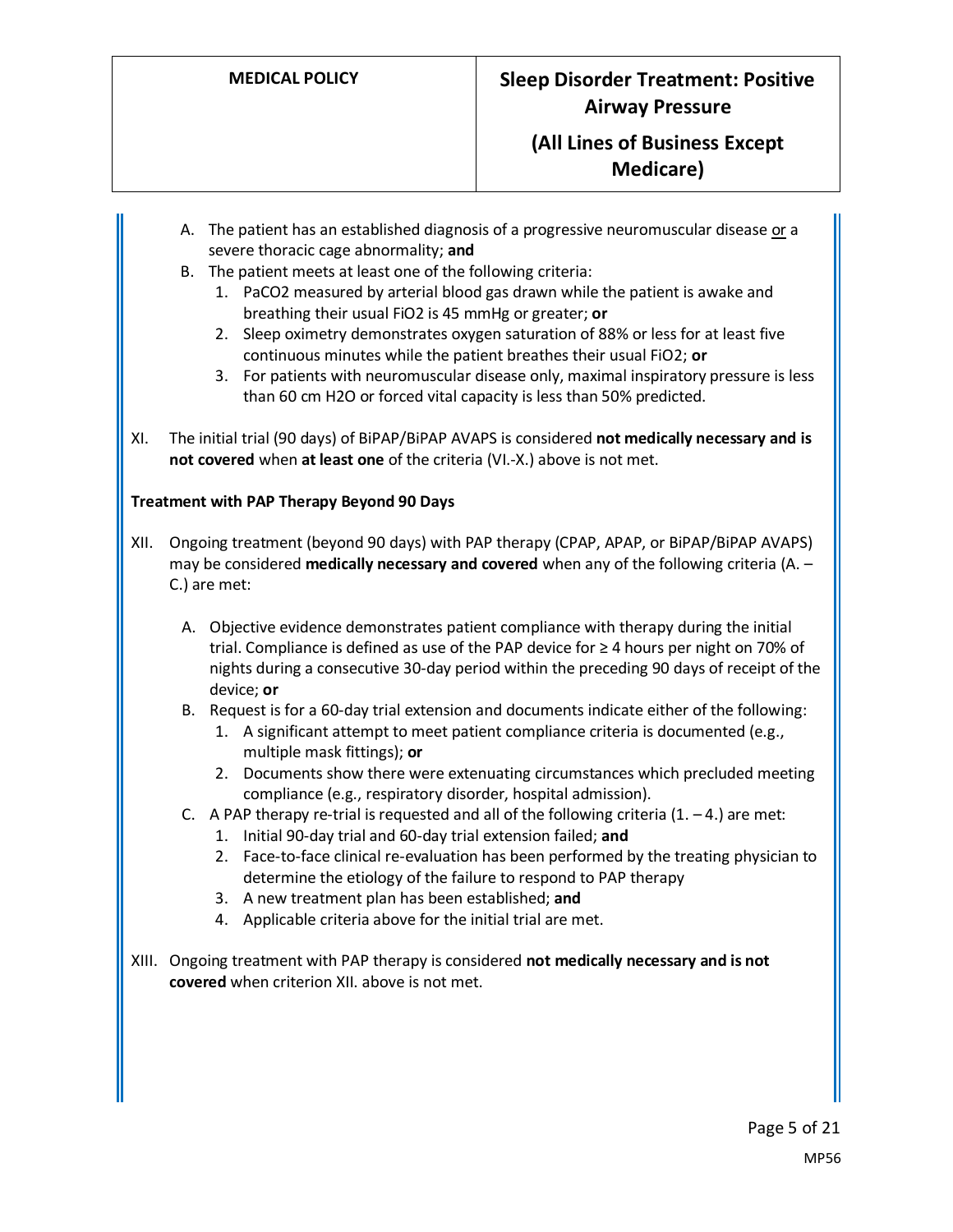A. The patient has an established diagnosis of a progressive neuromuscular disease or a severe thoracic cage abnormality; **and**

B. The patient meets at least one of the following criteria:
   1. PaCO2 measured by arterial blood gas drawn while the patient is awake and breathing their usual FiO2 is 45 mmHg or greater; **or**
   2. Sleep oximetry demonstrates oxygen saturation of 88% or less for at least five continuous minutes while the patient breathes their usual FiO2; **or**
   3. For patients with neuromuscular disease only, maximal inspiratory pressure is less than 60 cm H2O or forced vital capacity is less than 50% predicted.

XI. The initial trial (90 days) of BiPAP/BiPAP AVAPS is considered **not medically necessary and is not covered** when **at least one** of the criteria (VI.-X.) above is not met.

**Treatment with PAP Therapy Beyond 90 Days**

XII. Ongoing treatment (beyond 90 days) with PAP therapy (CPAP, APAP, or BiPAP/BiPAP AVAPS) may be considered **medically necessary and covered** when any of the following criteria (A. – C.) are met:

A. Objective evidence demonstrates patient compliance with therapy during the initial trial. Compliance is defined as use of the PAP device for ≥ 4 hours per night on 70% of nights during a consecutive 30-day period within the preceding 90 days of receipt of the device; **or**

B. Request is for a 60-day trial extension and documents indicate either of the following:
   1. A significant attempt to meet patient compliance criteria is documented (e.g., multiple mask fittings); **or**
   2. Documents show there were extenuating circumstances which precluded meeting compliance (e.g., respiratory disorder, hospital admission).

C. A PAP therapy re-trial is requested and all of the following criteria (1. – 4.) are met:
   1. Initial 90-day trial and 60-day trial extension failed; **and**
   2. Face-to-face clinical re-evaluation has been performed by the treating physician to determine the etiology of the failure to respond to PAP therapy
   3. A new treatment plan has been established; **and**
   4. Applicable criteria above for the initial trial are met.

XIII. Ongoing treatment with PAP therapy is considered **not medically necessary and is not covered** when criterion XII. above is not met.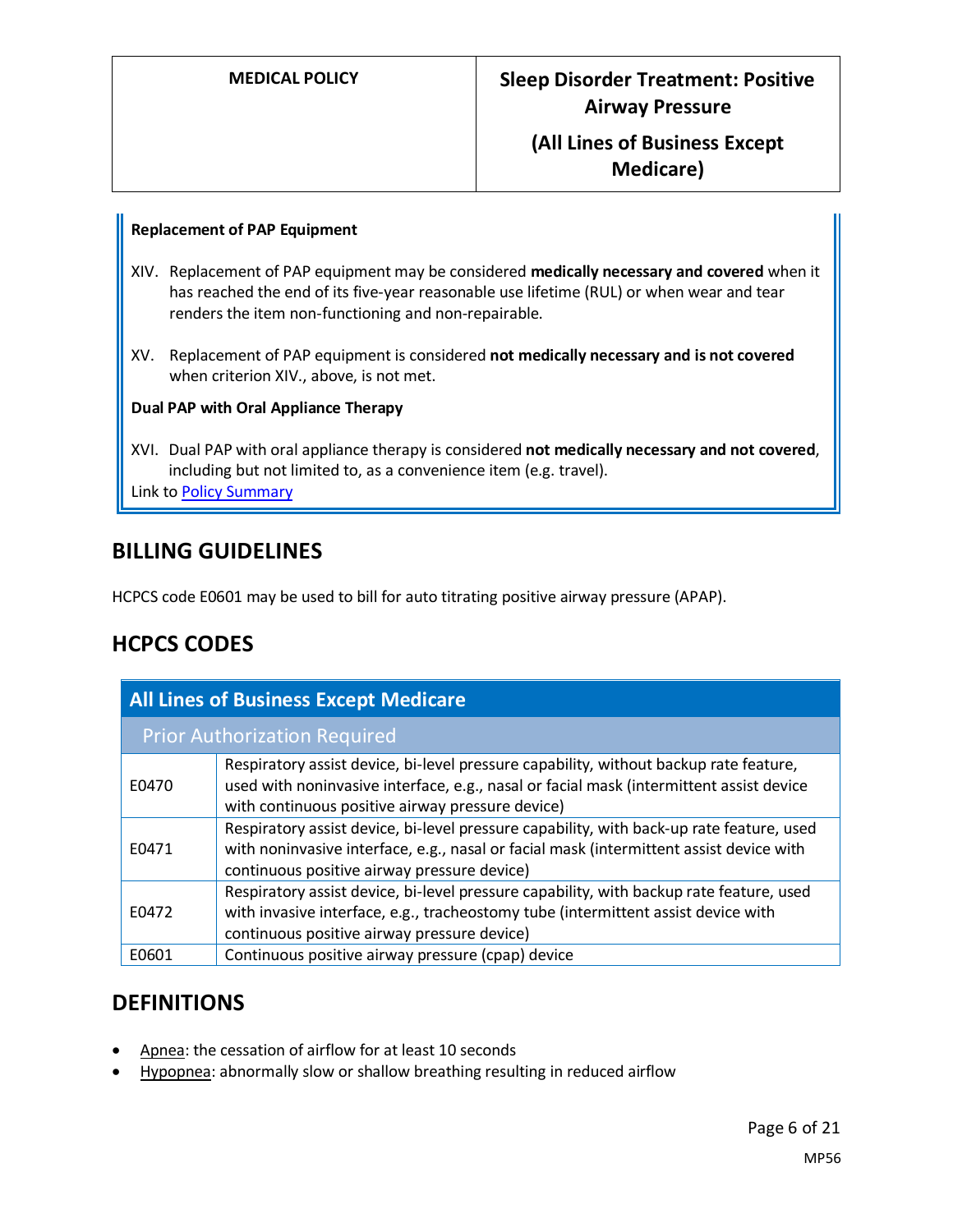**Replacement of PAP Equipment**

XIV. Replacement of PAP equipment may be considered **medically necessary and covered** when it has reached the end of its five-year reasonable use lifetime (RUL) or when wear and tear renders the item non-functioning and non-repairable.

XV. Replacement of PAP equipment is considered **not medically necessary and is not covered** when criterion XIV., above, is not met.

**Dual PAP with Oral Appliance Therapy**

XVI. Dual PAP with oral appliance therapy is considered **not medically necessary and not covered**, including but not limited to, as a convenience item (e.g. travel).

Link to Policy Summary

## BILLING GUIDELINES

HCPCS code E0601 may be used to bill for auto titrating positive airway pressure (APAP).

## HCPCS CODES

| All Lines of Business Except Medicare | |
|---|---|
| Prior Authorization Required | |
| E0470 | Respiratory assist device, bi-level pressure capability, without backup rate feature, used with noninvasive interface, e.g., nasal or facial mask (intermittent assist device with continuous positive airway pressure device) |
| E0471 | Respiratory assist device, bi-level pressure capability, with back-up rate feature, used with noninvasive interface, e.g., nasal or facial mask (intermittent assist device with continuous positive airway pressure device) |
| E0472 | Respiratory assist device, bi-level pressure capability, with backup rate feature, used with invasive interface, e.g., tracheostomy tube (intermittent assist device with continuous positive airway pressure device) |
| E0601 | Continuous positive airway pressure (cpap) device |

## DEFINITIONS

- Apnea: the cessation of airflow for at least 10 seconds
- Hypopnea: abnormally slow or shallow breathing resulting in reduced airflow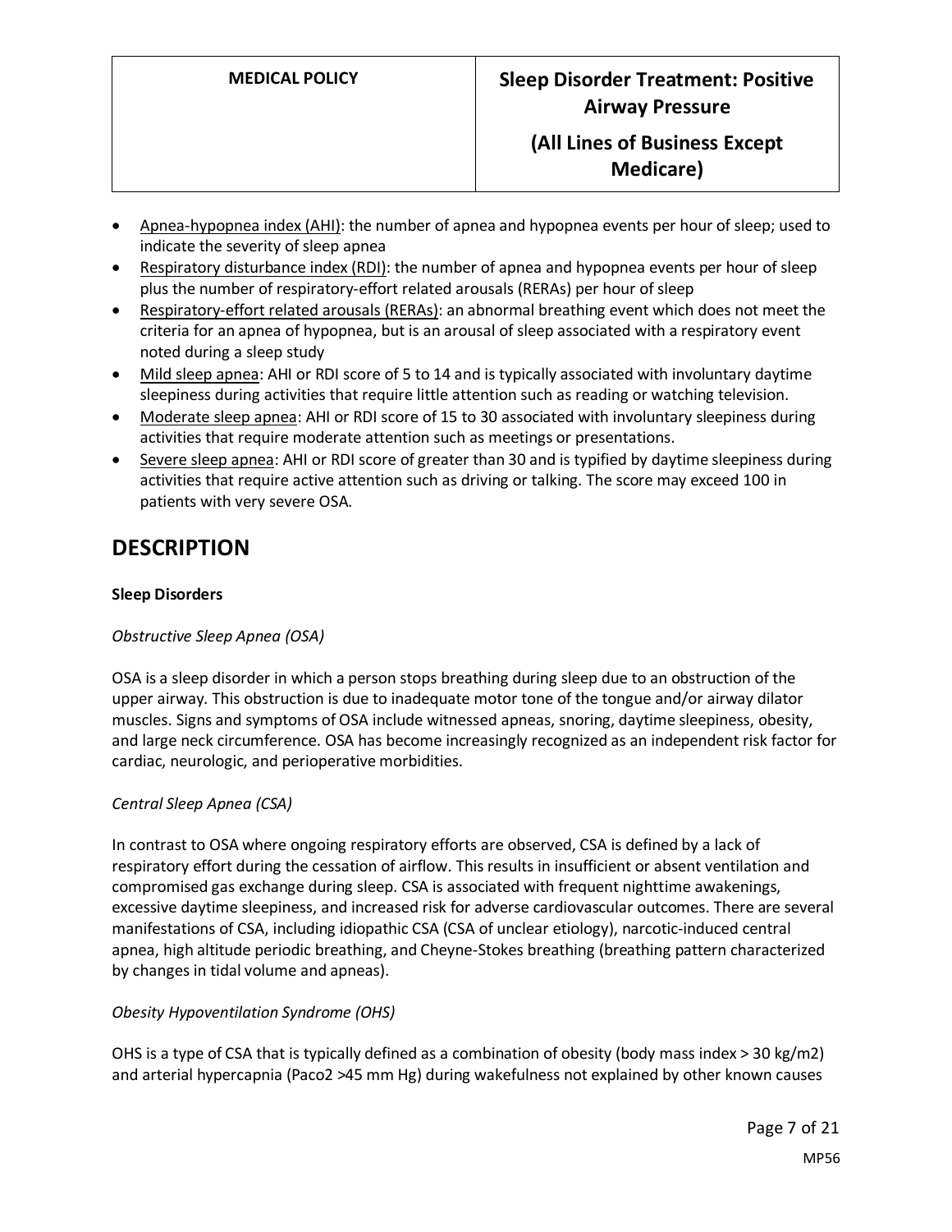- Apnea-hypopnea index (AHI): the number of apnea and hypopnea events per hour of sleep; used to indicate the severity of sleep apnea
- Respiratory disturbance index (RDI): the number of apnea and hypopnea events per hour of sleep plus the number of respiratory-effort related arousals (RERAs) per hour of sleep
- Respiratory-effort related arousals (RERAs): an abnormal breathing event which does not meet the criteria for an apnea of hypopnea, but is an arousal of sleep associated with a respiratory event noted during a sleep study
- Mild sleep apnea: AHI or RDI score of 5 to 14 and is typically associated with involuntary daytime sleepiness during activities that require little attention such as reading or watching television.
- Moderate sleep apnea: AHI or RDI score of 15 to 30 associated with involuntary sleepiness during activities that require moderate attention such as meetings or presentations.
- Severe sleep apnea: AHI or RDI score of greater than 30 and is typified by daytime sleepiness during activities that require active attention such as driving or talking. The score may exceed 100 in patients with very severe OSA.

# DESCRIPTION

**Sleep Disorders**

*Obstructive Sleep Apnea (OSA)*

OSA is a sleep disorder in which a person stops breathing during sleep due to an obstruction of the upper airway. This obstruction is due to inadequate motor tone of the tongue and/or airway dilator muscles. Signs and symptoms of OSA include witnessed apneas, snoring, daytime sleepiness, obesity, and large neck circumference. OSA has become increasingly recognized as an independent risk factor for cardiac, neurologic, and perioperative morbidities.

*Central Sleep Apnea (CSA)*

In contrast to OSA where ongoing respiratory efforts are observed, CSA is defined by a lack of respiratory effort during the cessation of airflow. This results in insufficient or absent ventilation and compromised gas exchange during sleep. CSA is associated with frequent nighttime awakenings, excessive daytime sleepiness, and increased risk for adverse cardiovascular outcomes. There are several manifestations of CSA, including idiopathic CSA (CSA of unclear etiology), narcotic-induced central apnea, high altitude periodic breathing, and Cheyne-Stokes breathing (breathing pattern characterized by changes in tidal volume and apneas).

*Obesity Hypoventilation Syndrome (OHS)*

OHS is a type of CSA that is typically defined as a combination of obesity (body mass index > 30 kg/m2) and arterial hypercapnia (Paco2 >45 mm Hg) during wakefulness not explained by other known causes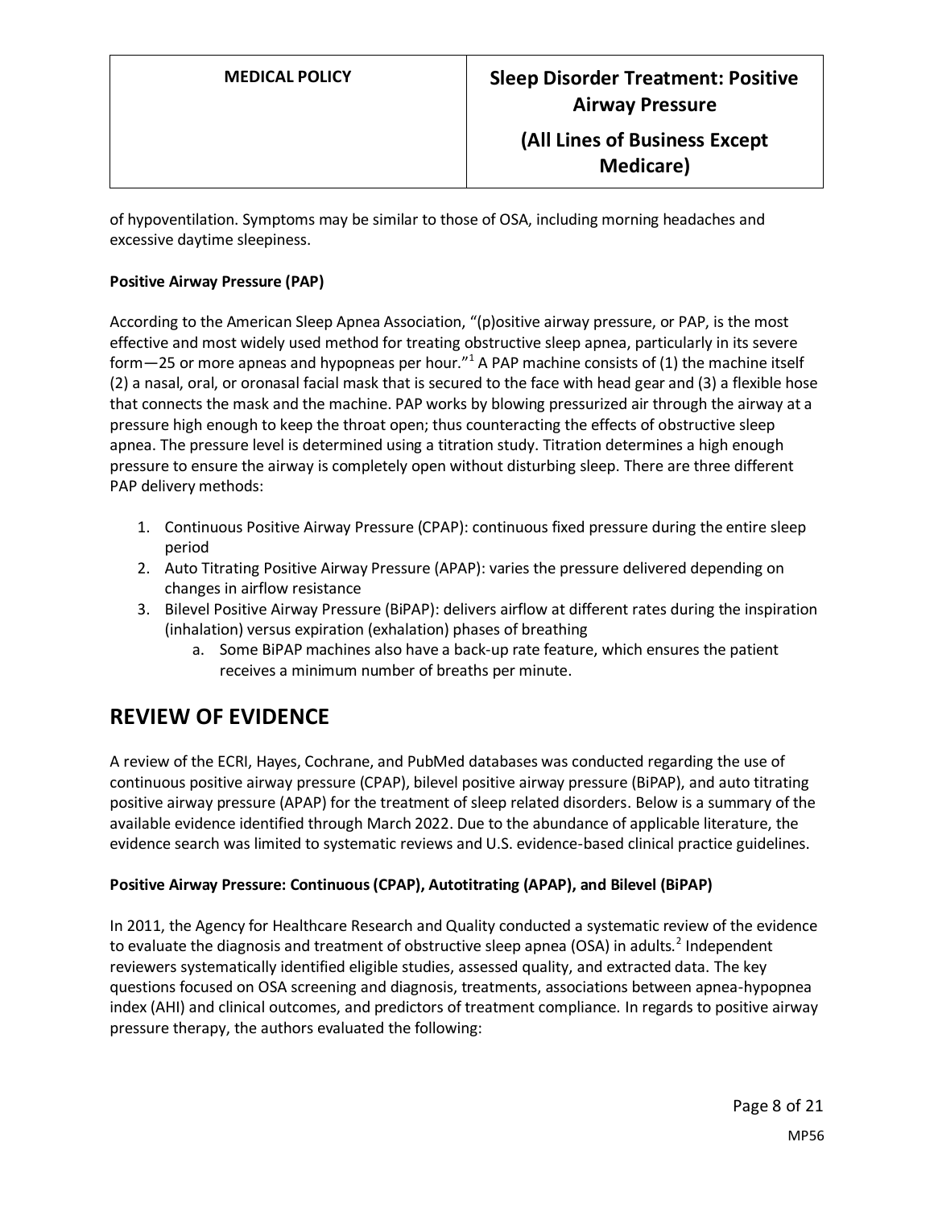of hypoventilation. Symptoms may be similar to those of OSA, including morning headaches and excessive daytime sleepiness.

**Positive Airway Pressure (PAP)**

According to the American Sleep Apnea Association, "(p)ositive airway pressure, or PAP, is the most effective and most widely used method for treating obstructive sleep apnea, particularly in its severe form—25 or more apneas and hypopneas per hour."[1] A PAP machine consists of (1) the machine itself (2) a nasal, oral, or oronasal facial mask that is secured to the face with head gear and (3) a flexible hose that connects the mask and the machine. PAP works by blowing pressurized air through the airway at a pressure high enough to keep the throat open; thus counteracting the effects of obstructive sleep apnea. The pressure level is determined using a titration study. Titration determines a high enough pressure to ensure the airway is completely open without disturbing sleep. There are three different PAP delivery methods:

1. Continuous Positive Airway Pressure (CPAP): continuous fixed pressure during the entire sleep period
2. Auto Titrating Positive Airway Pressure (APAP): varies the pressure delivered depending on changes in airflow resistance
3. Bilevel Positive Airway Pressure (BiPAP): delivers airflow at different rates during the inspiration (inhalation) versus expiration (exhalation) phases of breathing
    a. Some BiPAP machines also have a back-up rate feature, which ensures the patient receives a minimum number of breaths per minute.

## REVIEW OF EVIDENCE

A review of the ECRI, Hayes, Cochrane, and PubMed databases was conducted regarding the use of continuous positive airway pressure (CPAP), bilevel positive airway pressure (BiPAP), and auto titrating positive airway pressure (APAP) for the treatment of sleep related disorders. Below is a summary of the available evidence identified through March 2022. Due to the abundance of applicable literature, the evidence search was limited to systematic reviews and U.S. evidence-based clinical practice guidelines.

**Positive Airway Pressure: Continuous (CPAP), Autotitrating (APAP), and Bilevel (BiPAP)**

In 2011, the Agency for Healthcare Research and Quality conducted a systematic review of the evidence to evaluate the diagnosis and treatment of obstructive sleep apnea (OSA) in adults.[2] Independent reviewers systematically identified eligible studies, assessed quality, and extracted data. The key questions focused on OSA screening and diagnosis, treatments, associations between apnea-hypopnea index (AHI) and clinical outcomes, and predictors of treatment compliance. In regards to positive airway pressure therapy, the authors evaluated the following: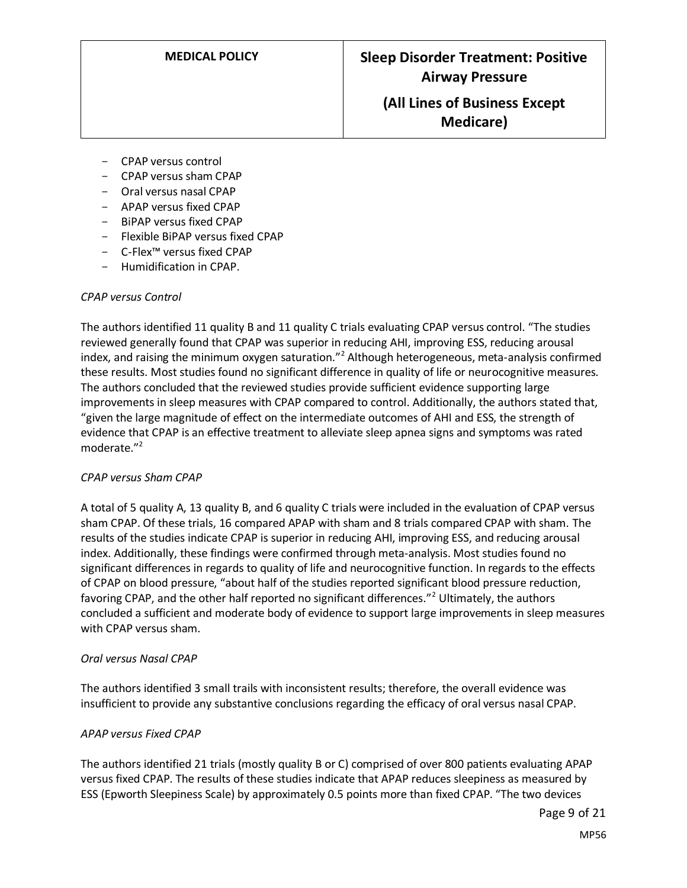- CPAP versus control
- CPAP versus sham CPAP
- Oral versus nasal CPAP
- APAP versus fixed CPAP
- BiPAP versus fixed CPAP
- Flexible BiPAP versus fixed CPAP
- C-Flex™ versus fixed CPAP
- Humidification in CPAP.

*CPAP versus Control*

The authors identified 11 quality B and 11 quality C trials evaluating CPAP versus control. "The studies reviewed generally found that CPAP was superior in reducing AHI, improving ESS, reducing arousal index, and raising the minimum oxygen saturation."[2] Although heterogeneous, meta-analysis confirmed these results. Most studies found no significant difference in quality of life or neurocognitive measures. The authors concluded that the reviewed studies provide sufficient evidence supporting large improvements in sleep measures with CPAP compared to control. Additionally, the authors stated that, "given the large magnitude of effect on the intermediate outcomes of AHI and ESS, the strength of evidence that CPAP is an effective treatment to alleviate sleep apnea signs and symptoms was rated moderate."[2]

*CPAP versus Sham CPAP*

A total of 5 quality A, 13 quality B, and 6 quality C trials were included in the evaluation of CPAP versus sham CPAP. Of these trials, 16 compared APAP with sham and 8 trials compared CPAP with sham. The results of the studies indicate CPAP is superior in reducing AHI, improving ESS, and reducing arousal index. Additionally, these findings were confirmed through meta-analysis. Most studies found no significant differences in regards to quality of life and neurocognitive function. In regards to the effects of CPAP on blood pressure, "about half of the studies reported significant blood pressure reduction, favoring CPAP, and the other half reported no significant differences."[2] Ultimately, the authors concluded a sufficient and moderate body of evidence to support large improvements in sleep measures with CPAP versus sham.

*Oral versus Nasal CPAP*

The authors identified 3 small trails with inconsistent results; therefore, the overall evidence was insufficient to provide any substantive conclusions regarding the efficacy of oral versus nasal CPAP.

*APAP versus Fixed CPAP*

The authors identified 21 trials (mostly quality B or C) comprised of over 800 patients evaluating APAP versus fixed CPAP. The results of these studies indicate that APAP reduces sleepiness as measured by ESS (Epworth Sleepiness Scale) by approximately 0.5 points more than fixed CPAP. "The two devices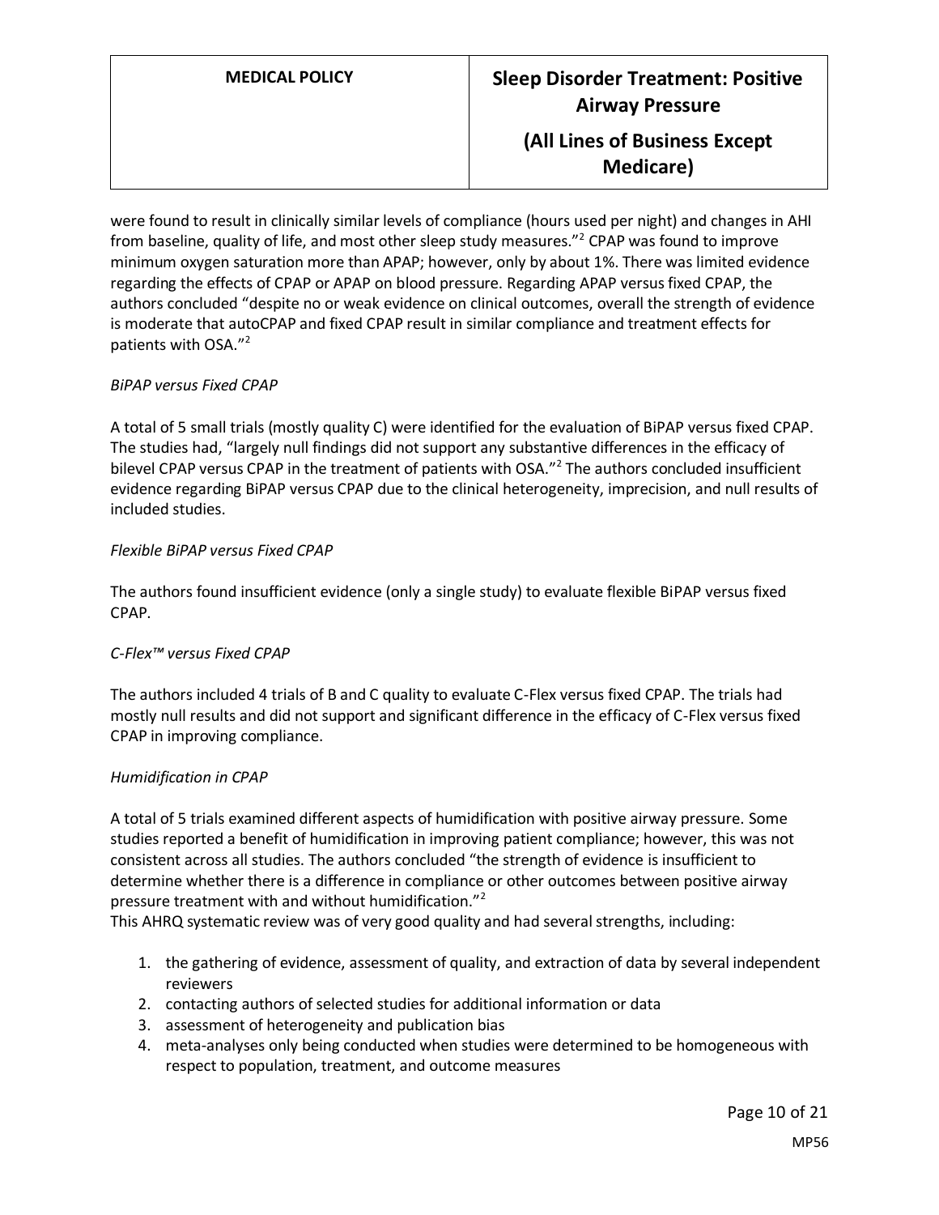were found to result in clinically similar levels of compliance (hours used per night) and changes in AHI from baseline, quality of life, and most other sleep study measures."[2] CPAP was found to improve minimum oxygen saturation more than APAP; however, only by about 1%. There was limited evidence regarding the effects of CPAP or APAP on blood pressure. Regarding APAP versus fixed CPAP, the authors concluded "despite no or weak evidence on clinical outcomes, overall the strength of evidence is moderate that autoCPAP and fixed CPAP result in similar compliance and treatment effects for patients with OSA."[2]

*BiPAP versus Fixed CPAP*

A total of 5 small trials (mostly quality C) were identified for the evaluation of BiPAP versus fixed CPAP. The studies had, "largely null findings did not support any substantive differences in the efficacy of bilevel CPAP versus CPAP in the treatment of patients with OSA."[2] The authors concluded insufficient evidence regarding BiPAP versus CPAP due to the clinical heterogeneity, imprecision, and null results of included studies.

*Flexible BiPAP versus Fixed CPAP*

The authors found insufficient evidence (only a single study) to evaluate flexible BiPAP versus fixed CPAP.

*C-Flex™ versus Fixed CPAP*

The authors included 4 trials of B and C quality to evaluate C-Flex versus fixed CPAP. The trials had mostly null results and did not support and significant difference in the efficacy of C-Flex versus fixed CPAP in improving compliance.

*Humidification in CPAP*

A total of 5 trials examined different aspects of humidification with positive airway pressure. Some studies reported a benefit of humidification in improving patient compliance; however, this was not consistent across all studies. The authors concluded "the strength of evidence is insufficient to determine whether there is a difference in compliance or other outcomes between positive airway pressure treatment with and without humidification."[2]

This AHRQ systematic review was of very good quality and had several strengths, including:

1. the gathering of evidence, assessment of quality, and extraction of data by several independent reviewers
2. contacting authors of selected studies for additional information or data
3. assessment of heterogeneity and publication bias
4. meta-analyses only being conducted when studies were determined to be homogeneous with respect to population, treatment, and outcome measures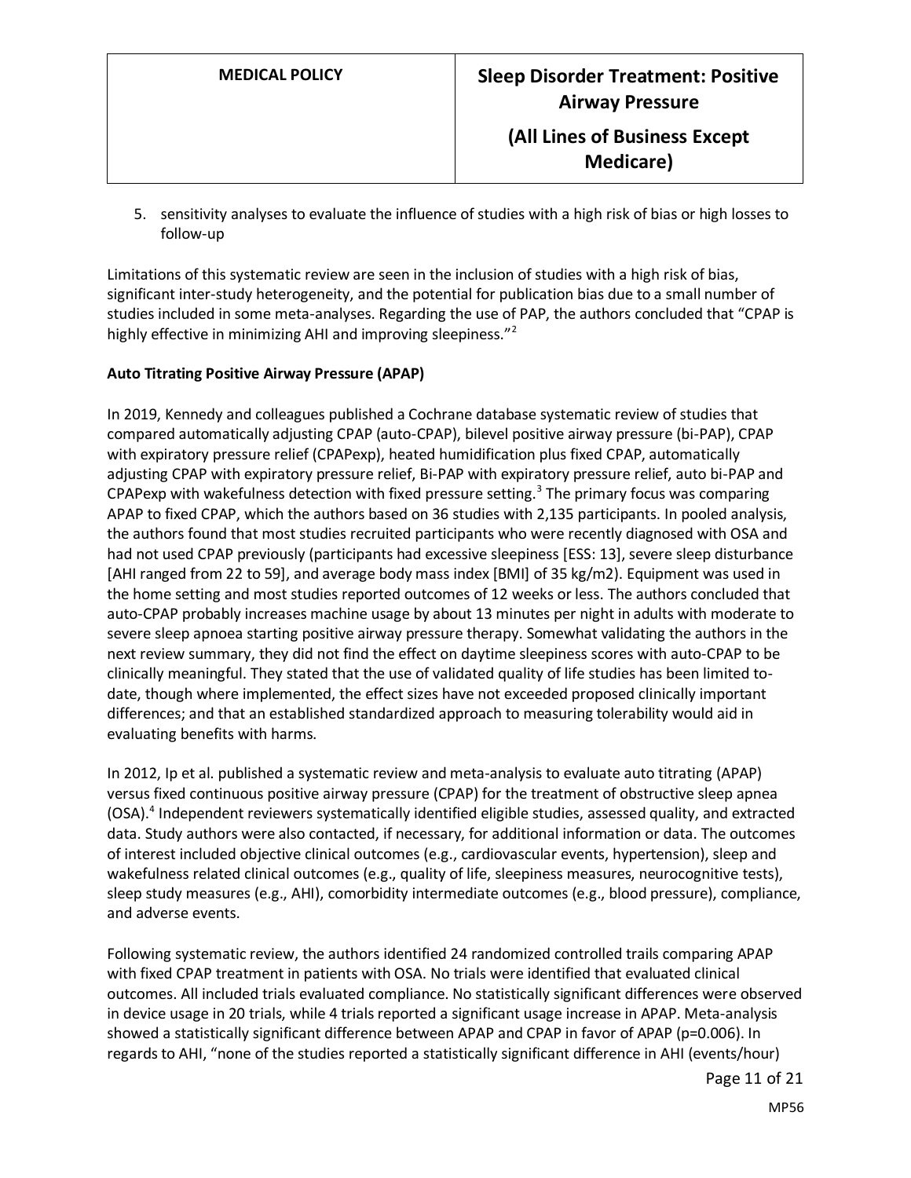5. sensitivity analyses to evaluate the influence of studies with a high risk of bias or high losses to follow-up

Limitations of this systematic review are seen in the inclusion of studies with a high risk of bias, significant inter-study heterogeneity, and the potential for publication bias due to a small number of studies included in some meta-analyses. Regarding the use of PAP, the authors concluded that "CPAP is highly effective in minimizing AHI and improving sleepiness."[2]

**Auto Titrating Positive Airway Pressure (APAP)**

In 2019, Kennedy and colleagues published a Cochrane database systematic review of studies that compared automatically adjusting CPAP (auto-CPAP), bilevel positive airway pressure (bi-PAP), CPAP with expiratory pressure relief (CPAPexp), heated humidification plus fixed CPAP, automatically adjusting CPAP with expiratory pressure relief, Bi-PAP with expiratory pressure relief, auto bi-PAP and CPAPexp with wakefulness detection with fixed pressure setting.[3] The primary focus was comparing APAP to fixed CPAP, which the authors based on 36 studies with 2,135 participants. In pooled analysis, the authors found that most studies recruited participants who were recently diagnosed with OSA and had not used CPAP previously (participants had excessive sleepiness [ESS: 13], severe sleep disturbance [AHI ranged from 22 to 59], and average body mass index [BMI] of 35 kg/m2). Equipment was used in the home setting and most studies reported outcomes of 12 weeks or less. The authors concluded that auto-CPAP probably increases machine usage by about 13 minutes per night in adults with moderate to severe sleep apnoea starting positive airway pressure therapy. Somewhat validating the authors in the next review summary, they did not find the effect on daytime sleepiness scores with auto-CPAP to be clinically meaningful. They stated that the use of validated quality of life studies has been limited to-date, though where implemented, the effect sizes have not exceeded proposed clinically important differences; and that an established standardized approach to measuring tolerability would aid in evaluating benefits with harms.

In 2012, Ip et al. published a systematic review and meta-analysis to evaluate auto titrating (APAP) versus fixed continuous positive airway pressure (CPAP) for the treatment of obstructive sleep apnea (OSA).[4] Independent reviewers systematically identified eligible studies, assessed quality, and extracted data. Study authors were also contacted, if necessary, for additional information or data. The outcomes of interest included objective clinical outcomes (e.g., cardiovascular events, hypertension), sleep and wakefulness related clinical outcomes (e.g., quality of life, sleepiness measures, neurocognitive tests), sleep study measures (e.g., AHI), comorbidity intermediate outcomes (e.g., blood pressure), compliance, and adverse events.

Following systematic review, the authors identified 24 randomized controlled trails comparing APAP with fixed CPAP treatment in patients with OSA. No trials were identified that evaluated clinical outcomes. All included trials evaluated compliance. No statistically significant differences were observed in device usage in 20 trials, while 4 trials reported a significant usage increase in APAP. Meta-analysis showed a statistically significant difference between APAP and CPAP in favor of APAP (p=0.006). In regards to AHI, "none of the studies reported a statistically significant difference in AHI (events/hour)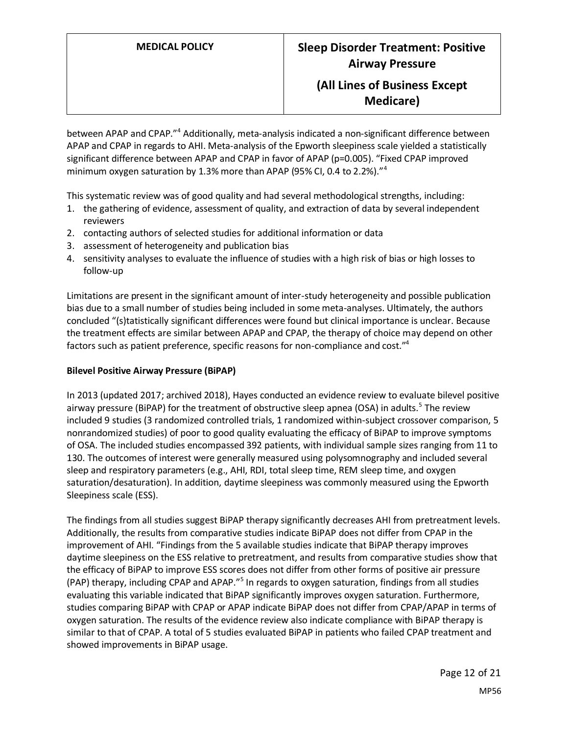between APAP and CPAP."[4] Additionally, meta-analysis indicated a non-significant difference between APAP and CPAP in regards to AHI. Meta-analysis of the Epworth sleepiness scale yielded a statistically significant difference between APAP and CPAP in favor of APAP (p=0.005). "Fixed CPAP improved minimum oxygen saturation by 1.3% more than APAP (95% CI, 0.4 to 2.2%)."[4]

This systematic review was of good quality and had several methodological strengths, including:

1. the gathering of evidence, assessment of quality, and extraction of data by several independent reviewers
2. contacting authors of selected studies for additional information or data
3. assessment of heterogeneity and publication bias
4. sensitivity analyses to evaluate the influence of studies with a high risk of bias or high losses to follow-up

Limitations are present in the significant amount of inter-study heterogeneity and possible publication bias due to a small number of studies being included in some meta-analyses. Ultimately, the authors concluded "(s)tatistically significant differences were found but clinical importance is unclear. Because the treatment effects are similar between APAP and CPAP, the therapy of choice may depend on other factors such as patient preference, specific reasons for non-compliance and cost."[4]

**Bilevel Positive Airway Pressure (BiPAP)**

In 2013 (updated 2017; archived 2018), Hayes conducted an evidence review to evaluate bilevel positive airway pressure (BiPAP) for the treatment of obstructive sleep apnea (OSA) in adults.[5] The review included 9 studies (3 randomized controlled trials, 1 randomized within-subject crossover comparison, 5 nonrandomized studies) of poor to good quality evaluating the efficacy of BiPAP to improve symptoms of OSA. The included studies encompassed 392 patients, with individual sample sizes ranging from 11 to 130. The outcomes of interest were generally measured using polysomnography and included several sleep and respiratory parameters (e.g., AHI, RDI, total sleep time, REM sleep time, and oxygen saturation/desaturation). In addition, daytime sleepiness was commonly measured using the Epworth Sleepiness scale (ESS).

The findings from all studies suggest BiPAP therapy significantly decreases AHI from pretreatment levels. Additionally, the results from comparative studies indicate BiPAP does not differ from CPAP in the improvement of AHI. "Findings from the 5 available studies indicate that BiPAP therapy improves daytime sleepiness on the ESS relative to pretreatment, and results from comparative studies show that the efficacy of BiPAP to improve ESS scores does not differ from other forms of positive air pressure (PAP) therapy, including CPAP and APAP."[5] In regards to oxygen saturation, findings from all studies evaluating this variable indicated that BiPAP significantly improves oxygen saturation. Furthermore, studies comparing BiPAP with CPAP or APAP indicate BiPAP does not differ from CPAP/APAP in terms of oxygen saturation. The results of the evidence review also indicate compliance with BiPAP therapy is similar to that of CPAP. A total of 5 studies evaluated BiPAP in patients who failed CPAP treatment and showed improvements in BiPAP usage.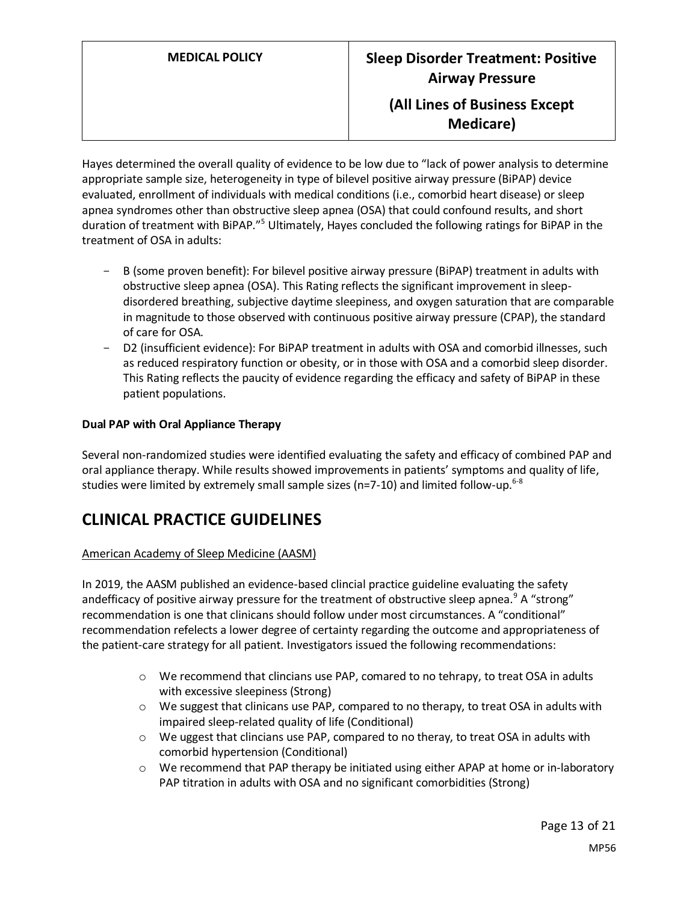Hayes determined the overall quality of evidence to be low due to "lack of power analysis to determine appropriate sample size, heterogeneity in type of bilevel positive airway pressure (BiPAP) device evaluated, enrollment of individuals with medical conditions (i.e., comorbid heart disease) or sleep apnea syndromes other than obstructive sleep apnea (OSA) that could confound results, and short duration of treatment with BiPAP."[5] Ultimately, Hayes concluded the following ratings for BiPAP in the treatment of OSA in adults:

- B (some proven benefit): For bilevel positive airway pressure (BiPAP) treatment in adults with obstructive sleep apnea (OSA). This Rating reflects the significant improvement in sleep-disordered breathing, subjective daytime sleepiness, and oxygen saturation that are comparable in magnitude to those observed with continuous positive airway pressure (CPAP), the standard of care for OSA.
- D2 (insufficient evidence): For BiPAP treatment in adults with OSA and comorbid illnesses, such as reduced respiratory function or obesity, or in those with OSA and a comorbid sleep disorder. This Rating reflects the paucity of evidence regarding the efficacy and safety of BiPAP in these patient populations.

**Dual PAP with Oral Appliance Therapy**

Several non-randomized studies were identified evaluating the safety and efficacy of combined PAP and oral appliance therapy. While results showed improvements in patients' symptoms and quality of life, studies were limited by extremely small sample sizes (n=7-10) and limited follow-up.[6-8]

# CLINICAL PRACTICE GUIDELINES

American Academy of Sleep Medicine (AASM)

In 2019, the AASM published an evidence-based clincial practice guideline evaluating the safety andefficacy of positive airway pressure for the treatment of obstructive sleep apnea.[9] A "strong" recommendation is one that clinicans should follow under most circumstances. A "conditional" recommendation refelects a lower degree of certainty regarding the outcome and appropriateness of the patient-care strategy for all patient. Investigators issued the following recommendations:

- We recommend that clincians use PAP, comared to no tehrapy, to treat OSA in adults with excessive sleepiness (Strong)
- We suggest that clinicans use PAP, compared to no therapy, to treat OSA in adults with impaired sleep-related quality of life (Conditional)
- We uggest that clincians use PAP, compared to no theray, to treat OSA in adults with comorbid hypertension (Conditional)
- We recommend that PAP therapy be initiated using either APAP at home or in-laboratory PAP titration in adults with OSA and no significant comorbidities (Strong)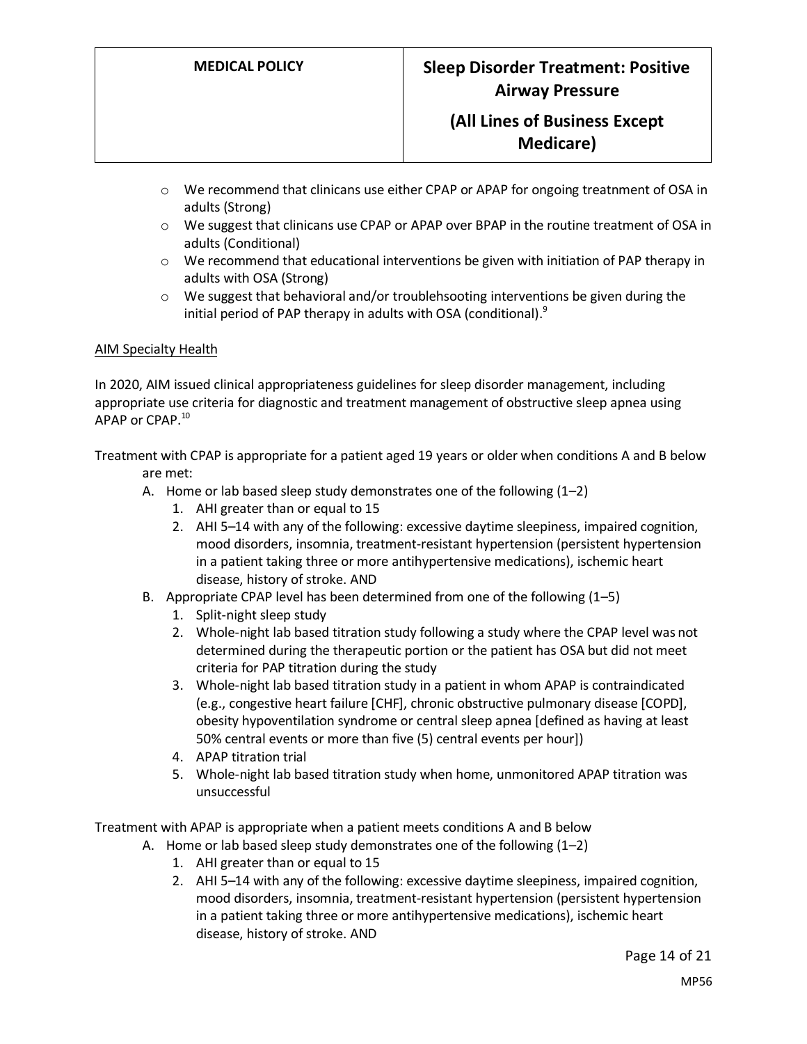- We recommend that clinicans use either CPAP or APAP for ongoing treatnment of OSA in adults (Strong)
- We suggest that clinicans use CPAP or APAP over BPAP in the routine treatment of OSA in adults (Conditional)
- We recommend that educational interventions be given with initiation of PAP therapy in adults with OSA (Strong)
- We suggest that behavioral and/or troublehsooting interventions be given during the initial period of PAP therapy in adults with OSA (conditional).[9]

AIM Specialty Health

In 2020, AIM issued clinical appropriateness guidelines for sleep disorder management, including appropriate use criteria for diagnostic and treatment management of obstructive sleep apnea using APAP or CPAP.[10]

Treatment with CPAP is appropriate for a patient aged 19 years or older when conditions A and B below are met:

A. Home or lab based sleep study demonstrates one of the following (1–2)
   1. AHI greater than or equal to 15
   2. AHI 5–14 with any of the following: excessive daytime sleepiness, impaired cognition, mood disorders, insomnia, treatment-resistant hypertension (persistent hypertension in a patient taking three or more antihypertensive medications), ischemic heart disease, history of stroke. AND
B. Appropriate CPAP level has been determined from one of the following (1–5)
   1. Split-night sleep study
   2. Whole-night lab based titration study following a study where the CPAP level was not determined during the therapeutic portion or the patient has OSA but did not meet criteria for PAP titration during the study
   3. Whole-night lab based titration study in a patient in whom APAP is contraindicated (e.g., congestive heart failure [CHF], chronic obstructive pulmonary disease [COPD], obesity hypoventilation syndrome or central sleep apnea [defined as having at least 50% central events or more than five (5) central events per hour])
   4. APAP titration trial
   5. Whole-night lab based titration study when home, unmonitored APAP titration was unsuccessful

Treatment with APAP is appropriate when a patient meets conditions A and B below

A. Home or lab based sleep study demonstrates one of the following (1–2)
   1. AHI greater than or equal to 15
   2. AHI 5–14 with any of the following: excessive daytime sleepiness, impaired cognition, mood disorders, insomnia, treatment-resistant hypertension (persistent hypertension in a patient taking three or more antihypertensive medications), ischemic heart disease, history of stroke. AND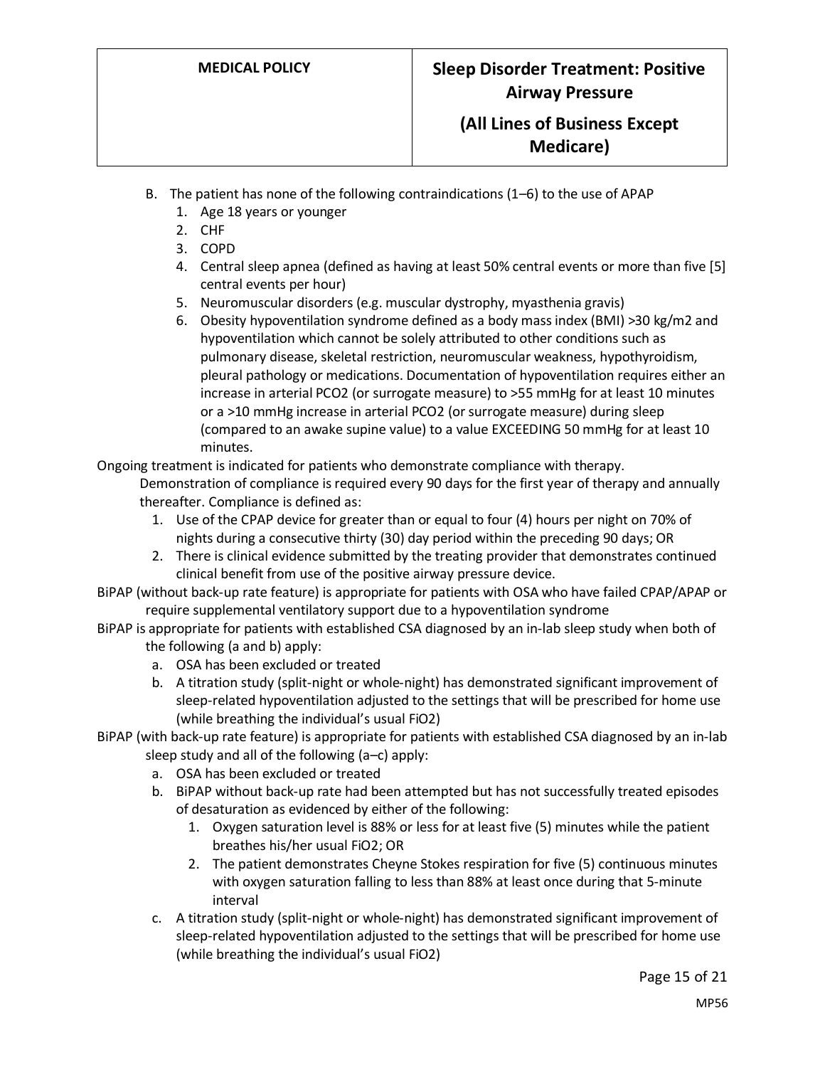B. The patient has none of the following contraindications (1–6) to the use of APAP
   1. Age 18 years or younger
   2. CHF
   3. COPD
   4. Central sleep apnea (defined as having at least 50% central events or more than five [5] central events per hour)
   5. Neuromuscular disorders (e.g. muscular dystrophy, myasthenia gravis)
   6. Obesity hypoventilation syndrome defined as a body mass index (BMI) >30 kg/m2 and hypoventilation which cannot be solely attributed to other conditions such as pulmonary disease, skeletal restriction, neuromuscular weakness, hypothyroidism, pleural pathology or medications. Documentation of hypoventilation requires either an increase in arterial $PCO_2$ (or surrogate measure) to >55 mmHg for at least 10 minutes or a >10 mmHg increase in arterial $PCO_2$ (or surrogate measure) during sleep (compared to an awake supine value) to a value EXCEEDING 50 mmHg for at least 10 minutes.

Ongoing treatment is indicated for patients who demonstrate compliance with therapy.
Demonstration of compliance is required every 90 days for the first year of therapy and annually thereafter. Compliance is defined as:

1. Use of the CPAP device for greater than or equal to four (4) hours per night on 70% of nights during a consecutive thirty (30) day period within the preceding 90 days; OR
2. There is clinical evidence submitted by the treating provider that demonstrates continued clinical benefit from use of the positive airway pressure device.

BiPAP (without back-up rate feature) is appropriate for patients with OSA who have failed CPAP/APAP or require supplemental ventilatory support due to a hypoventilation syndrome

BiPAP is appropriate for patients with established CSA diagnosed by an in-lab sleep study when both of the following (a and b) apply:

a. OSA has been excluded or treated
b. A titration study (split-night or whole-night) has demonstrated significant improvement of sleep-related hypoventilation adjusted to the settings that will be prescribed for home use (while breathing the individual's usual $FiO_2$)

BiPAP (with back-up rate feature) is appropriate for patients with established CSA diagnosed by an in-lab sleep study and all of the following (a–c) apply:

a. OSA has been excluded or treated
b. BiPAP without back-up rate had been attempted but has not successfully treated episodes of desaturation as evidenced by either of the following:
   1. Oxygen saturation level is 88% or less for at least five (5) minutes while the patient breathes his/her usual $FiO_2$; OR
   2. The patient demonstrates Cheyne Stokes respiration for five (5) continuous minutes with oxygen saturation falling to less than 88% at least once during that 5-minute interval
c. A titration study (split-night or whole-night) has demonstrated significant improvement of sleep-related hypoventilation adjusted to the settings that will be prescribed for home use (while breathing the individual's usual $FiO_2$)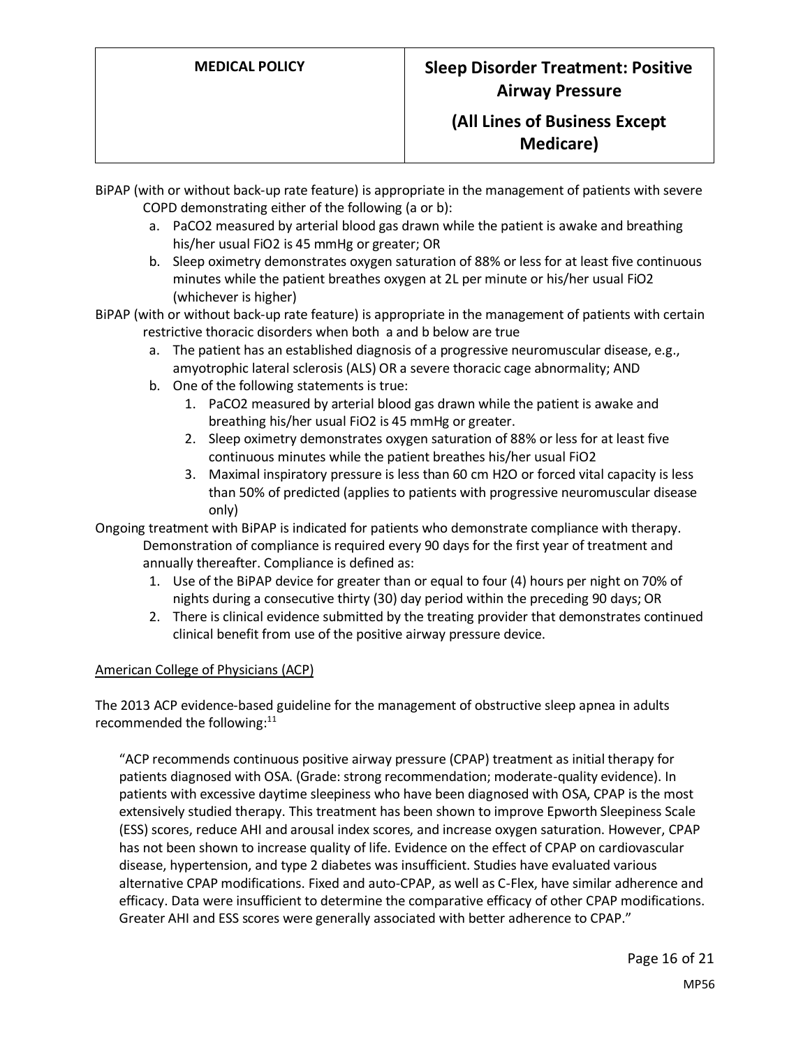BiPAP (with or without back-up rate feature) is appropriate in the management of patients with severe COPD demonstrating either of the following (a or b):

a. $PaCO_2$ measured by arterial blood gas drawn while the patient is awake and breathing his/her usual $FiO_2$ is 45 mmHg or greater; OR
b. Sleep oximetry demonstrates oxygen saturation of 88% or less for at least five continuous minutes while the patient breathes oxygen at 2L per minute or his/her usual $FiO_2$ (whichever is higher)

BiPAP (with or without back-up rate feature) is appropriate in the management of patients with certain restrictive thoracic disorders when both a and b below are true

a. The patient has an established diagnosis of a progressive neuromuscular disease, e.g., amyotrophic lateral sclerosis (ALS) OR a severe thoracic cage abnormality; AND
b. One of the following statements is true:
    1. $PaCO_2$ measured by arterial blood gas drawn while the patient is awake and breathing his/her usual $FiO_2$ is 45 mmHg or greater.
    2. Sleep oximetry demonstrates oxygen saturation of 88% or less for at least five continuous minutes while the patient breathes his/her usual $FiO_2$
    3. Maximal inspiratory pressure is less than 60 cm $H_2O$ or forced vital capacity is less than 50% of predicted (applies to patients with progressive neuromuscular disease only)

Ongoing treatment with BiPAP is indicated for patients who demonstrate compliance with therapy. Demonstration of compliance is required every 90 days for the first year of treatment and annually thereafter. Compliance is defined as:

1. Use of the BiPAP device for greater than or equal to four (4) hours per night on 70% of nights during a consecutive thirty (30) day period within the preceding 90 days; OR
2. There is clinical evidence submitted by the treating provider that demonstrates continued clinical benefit from use of the positive airway pressure device.

American College of Physicians (ACP)

The 2013 ACP evidence-based guideline for the management of obstructive sleep apnea in adults recommended the following:[11]

> "ACP recommends continuous positive airway pressure (CPAP) treatment as initial therapy for patients diagnosed with OSA. (Grade: strong recommendation; moderate-quality evidence). In patients with excessive daytime sleepiness who have been diagnosed with OSA, CPAP is the most extensively studied therapy. This treatment has been shown to improve Epworth Sleepiness Scale (ESS) scores, reduce AHI and arousal index scores, and increase oxygen saturation. However, CPAP has not been shown to increase quality of life. Evidence on the effect of CPAP on cardiovascular disease, hypertension, and type 2 diabetes was insufficient. Studies have evaluated various alternative CPAP modifications. Fixed and auto-CPAP, as well as C-Flex, have similar adherence and efficacy. Data were insufficient to determine the comparative efficacy of other CPAP modifications. Greater AHI and ESS scores were generally associated with better adherence to CPAP."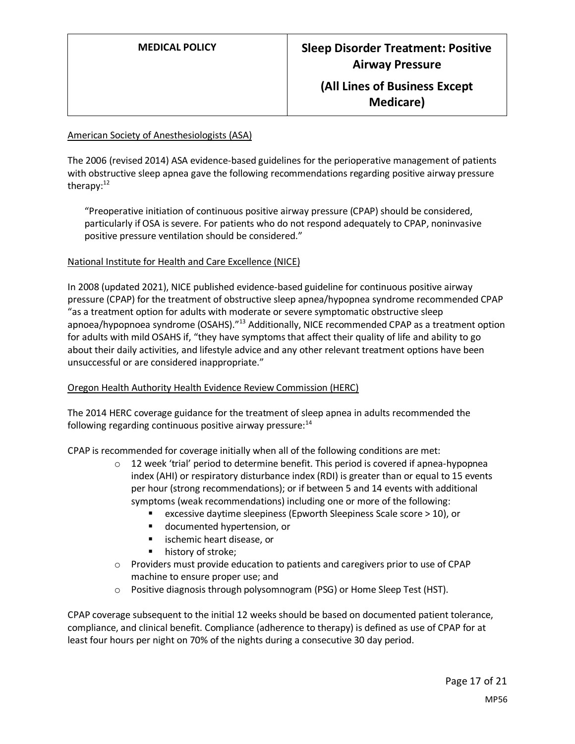American Society of Anesthesiologists (ASA)

The 2006 (revised 2014) ASA evidence-based guidelines for the perioperative management of patients with obstructive sleep apnea gave the following recommendations regarding positive airway pressure therapy:[12]

> "Preoperative initiation of continuous positive airway pressure (CPAP) should be considered, particularly if OSA is severe. For patients who do not respond adequately to CPAP, noninvasive positive pressure ventilation should be considered."

National Institute for Health and Care Excellence (NICE)

In 2008 (updated 2021), NICE published evidence-based guideline for continuous positive airway pressure (CPAP) for the treatment of obstructive sleep apnea/hypopnea syndrome recommended CPAP "as a treatment option for adults with moderate or severe symptomatic obstructive sleep apnoea/hypopnoea syndrome (OSAHS)."[13] Additionally, NICE recommended CPAP as a treatment option for adults with mild OSAHS if, "they have symptoms that affect their quality of life and ability to go about their daily activities, and lifestyle advice and any other relevant treatment options have been unsuccessful or are considered inappropriate."

Oregon Health Authority Health Evidence Review Commission (HERC)

The 2014 HERC coverage guidance for the treatment of sleep apnea in adults recommended the following regarding continuous positive airway pressure:[14]

CPAP is recommended for coverage initially when all of the following conditions are met:

- 12 week 'trial' period to determine benefit. This period is covered if apnea-hypopnea index (AHI) or respiratory disturbance index (RDI) is greater than or equal to 15 events per hour (strong recommendations); or if between 5 and 14 events with additional symptoms (weak recommendations) including one or more of the following:
  - excessive daytime sleepiness (Epworth Sleepiness Scale score > 10), or
  - documented hypertension, or
  - ischemic heart disease, or
  - history of stroke;
- Providers must provide education to patients and caregivers prior to use of CPAP machine to ensure proper use; and
- Positive diagnosis through polysomnogram (PSG) or Home Sleep Test (HST).

CPAP coverage subsequent to the initial 12 weeks should be based on documented patient tolerance, compliance, and clinical benefit. Compliance (adherence to therapy) is defined as use of CPAP for at least four hours per night on 70% of the nights during a consecutive 30 day period.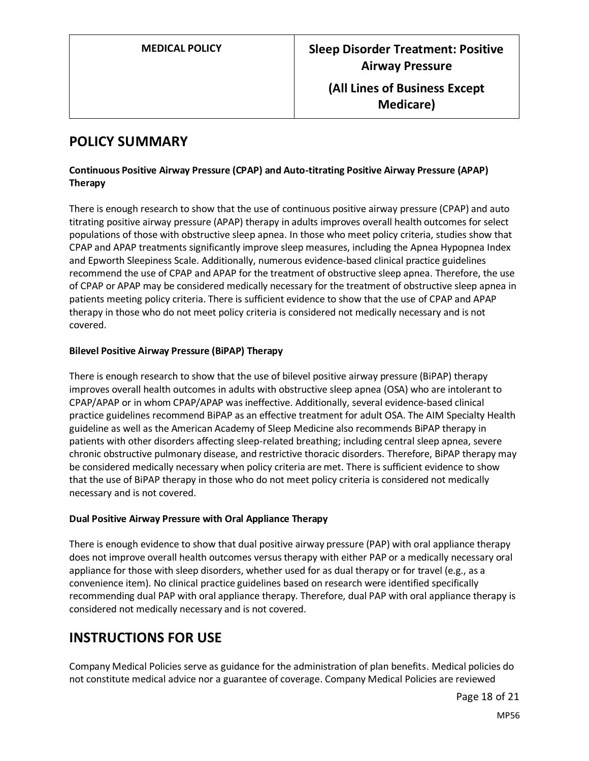# POLICY SUMMARY

**Continuous Positive Airway Pressure (CPAP) and Auto-titrating Positive Airway Pressure (APAP) Therapy**

There is enough research to show that the use of continuous positive airway pressure (CPAP) and auto titrating positive airway pressure (APAP) therapy in adults improves overall health outcomes for select populations of those with obstructive sleep apnea. In those who meet policy criteria, studies show that CPAP and APAP treatments significantly improve sleep measures, including the Apnea Hypopnea Index and Epworth Sleepiness Scale. Additionally, numerous evidence-based clinical practice guidelines recommend the use of CPAP and APAP for the treatment of obstructive sleep apnea. Therefore, the use of CPAP or APAP may be considered medically necessary for the treatment of obstructive sleep apnea in patients meeting policy criteria. There is sufficient evidence to show that the use of CPAP and APAP therapy in those who do not meet policy criteria is considered not medically necessary and is not covered.

**Bilevel Positive Airway Pressure (BiPAP) Therapy**

There is enough research to show that the use of bilevel positive airway pressure (BiPAP) therapy improves overall health outcomes in adults with obstructive sleep apnea (OSA) who are intolerant to CPAP/APAP or in whom CPAP/APAP was ineffective. Additionally, several evidence-based clinical practice guidelines recommend BiPAP as an effective treatment for adult OSA. The AIM Specialty Health guideline as well as the American Academy of Sleep Medicine also recommends BiPAP therapy in patients with other disorders affecting sleep-related breathing; including central sleep apnea, severe chronic obstructive pulmonary disease, and restrictive thoracic disorders. Therefore, BiPAP therapy may be considered medically necessary when policy criteria are met. There is sufficient evidence to show that the use of BiPAP therapy in those who do not meet policy criteria is considered not medically necessary and is not covered.

**Dual Positive Airway Pressure with Oral Appliance Therapy**

There is enough evidence to show that dual positive airway pressure (PAP) with oral appliance therapy does not improve overall health outcomes versus therapy with either PAP or a medically necessary oral appliance for those with sleep disorders, whether used for as dual therapy or for travel (e.g., as a convenience item). No clinical practice guidelines based on research were identified specifically recommending dual PAP with oral appliance therapy. Therefore, dual PAP with oral appliance therapy is considered not medically necessary and is not covered.

# INSTRUCTIONS FOR USE

Company Medical Policies serve as guidance for the administration of plan benefits. Medical policies do not constitute medical advice nor a guarantee of coverage. Company Medical Policies are reviewed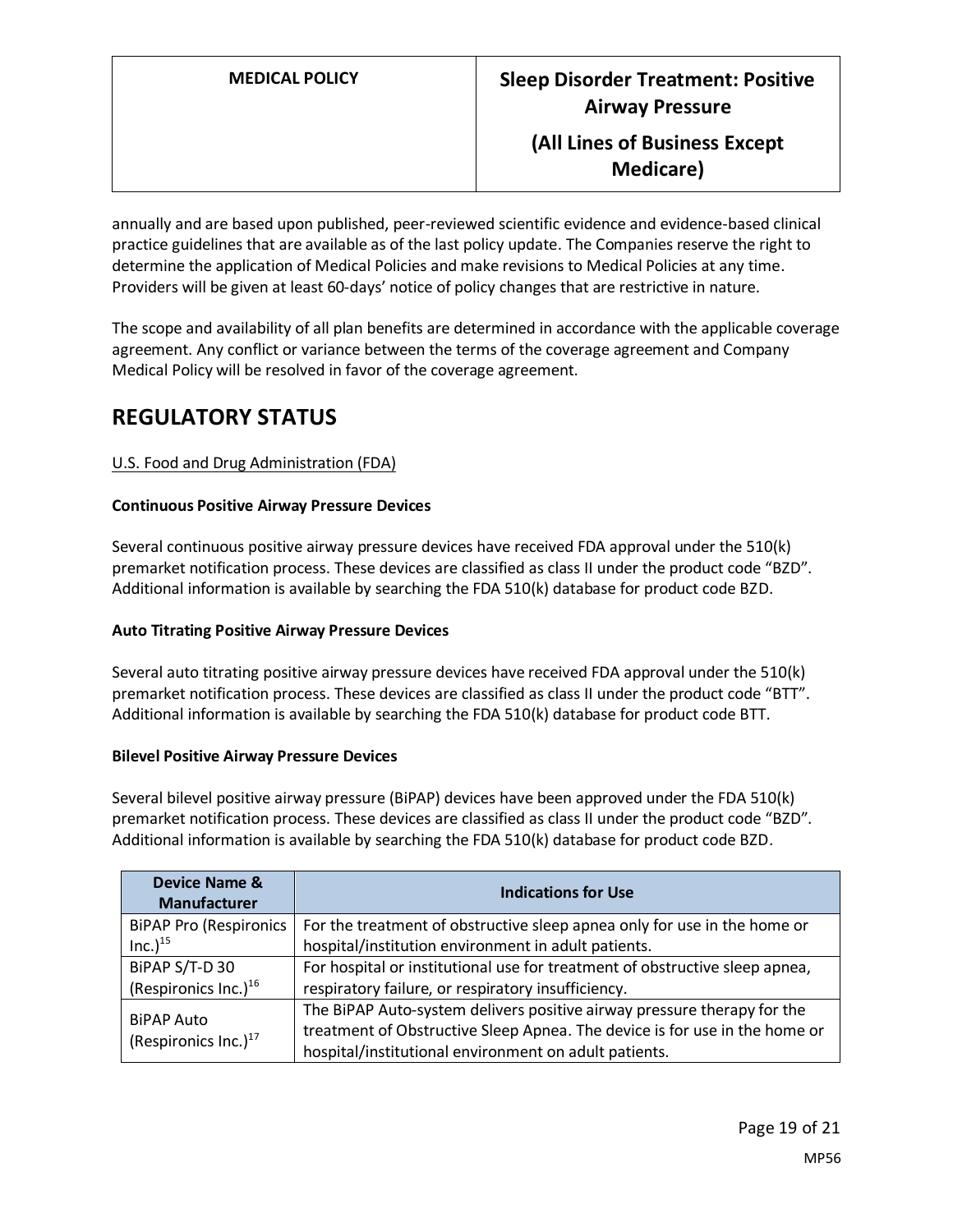annually and are based upon published, peer-reviewed scientific evidence and evidence-based clinical practice guidelines that are available as of the last policy update. The Companies reserve the right to determine the application of Medical Policies and make revisions to Medical Policies at any time. Providers will be given at least 60-days' notice of policy changes that are restrictive in nature.

The scope and availability of all plan benefits are determined in accordance with the applicable coverage agreement. Any conflict or variance between the terms of the coverage agreement and Company Medical Policy will be resolved in favor of the coverage agreement.

# REGULATORY STATUS

U.S. Food and Drug Administration (FDA)

**Continuous Positive Airway Pressure Devices**

Several continuous positive airway pressure devices have received FDA approval under the 510(k) premarket notification process. These devices are classified as class II under the product code "BZD". Additional information is available by searching the FDA 510(k) database for product code BZD.

**Auto Titrating Positive Airway Pressure Devices**

Several auto titrating positive airway pressure devices have received FDA approval under the 510(k) premarket notification process. These devices are classified as class II under the product code "BTT". Additional information is available by searching the FDA 510(k) database for product code BTT.

**Bilevel Positive Airway Pressure Devices**

Several bilevel positive airway pressure (BiPAP) devices have been approved under the FDA 510(k) premarket notification process. These devices are classified as class II under the product code "BZD". Additional information is available by searching the FDA 510(k) database for product code BZD.

| Device Name & Manufacturer | Indications for Use |
|---|---|
| BiPAP Pro (Respironics Inc.)[15] | For the treatment of obstructive sleep apnea only for use in the home or hospital/institution environment in adult patients. |
| BiPAP S/T-D 30 (Respironics Inc.)[16] | For hospital or institutional use for treatment of obstructive sleep apnea, respiratory failure, or respiratory insufficiency. |
| BiPAP Auto (Respironics Inc.)[17] | The BiPAP Auto-system delivers positive airway pressure therapy for the treatment of Obstructive Sleep Apnea. The device is for use in the home or hospital/institutional environment on adult patients. |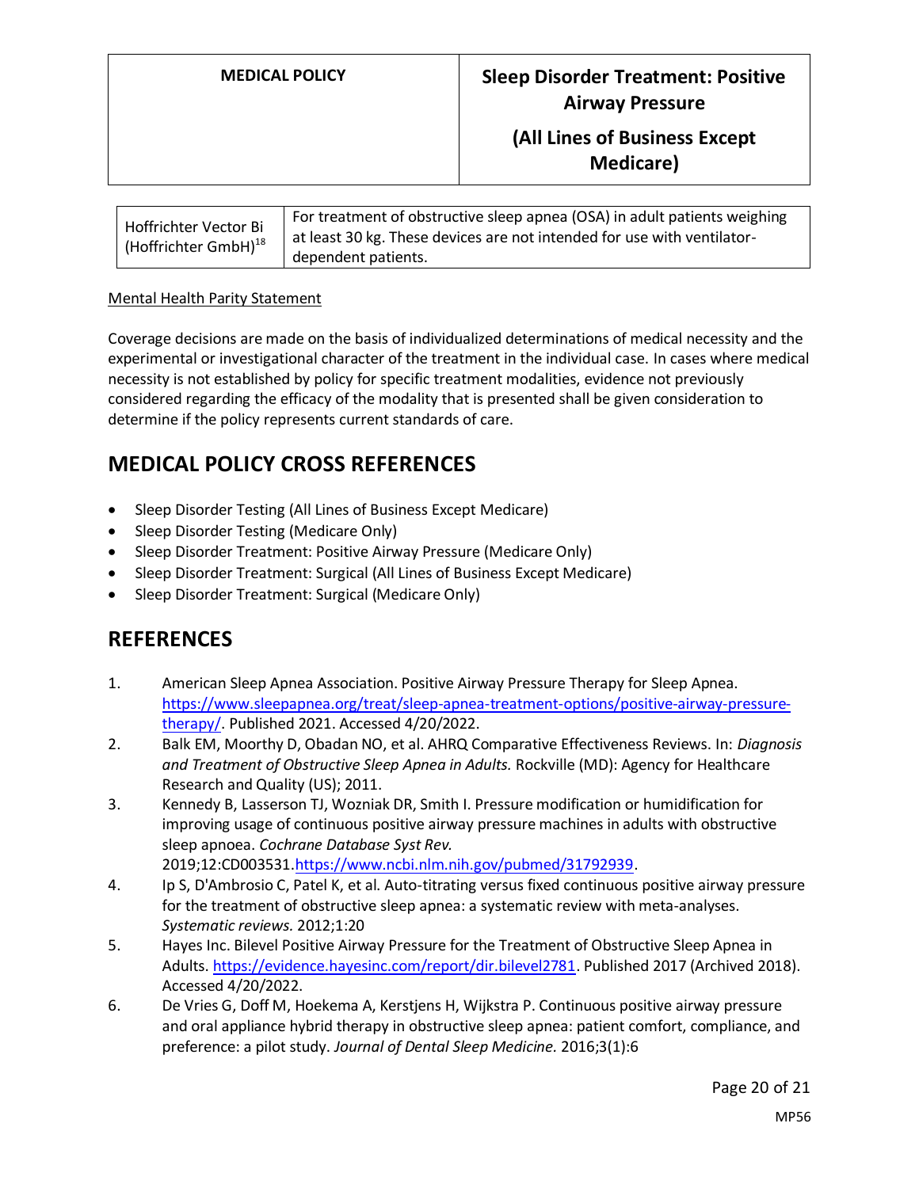| Hoffrichter Vector Bi (Hoffrichter GmbH)[18] | For treatment of obstructive sleep apnea (OSA) in adult patients weighing at least 30 kg. These devices are not intended for use with ventilator-dependent patients. |
|---|---|

Mental Health Parity Statement

Coverage decisions are made on the basis of individualized determinations of medical necessity and the experimental or investigational character of the treatment in the individual case. In cases where medical necessity is not established by policy for specific treatment modalities, evidence not previously considered regarding the efficacy of the modality that is presented shall be given consideration to determine if the policy represents current standards of care.

## MEDICAL POLICY CROSS REFERENCES

- Sleep Disorder Testing (All Lines of Business Except Medicare)
- Sleep Disorder Testing (Medicare Only)
- Sleep Disorder Treatment: Positive Airway Pressure (Medicare Only)
- Sleep Disorder Treatment: Surgical (All Lines of Business Except Medicare)
- Sleep Disorder Treatment: Surgical (Medicare Only)

## REFERENCES

1. American Sleep Apnea Association. Positive Airway Pressure Therapy for Sleep Apnea. https://www.sleepapnea.org/treat/sleep-apnea-treatment-options/positive-airway-pressure-therapy/. Published 2021. Accessed 4/20/2022.
2. Balk EM, Moorthy D, Obadan NO, et al. AHRQ Comparative Effectiveness Reviews. In: *Diagnosis and Treatment of Obstructive Sleep Apnea in Adults.* Rockville (MD): Agency for Healthcare Research and Quality (US); 2011.
3. Kennedy B, Lasserson TJ, Wozniak DR, Smith I. Pressure modification or humidification for improving usage of continuous positive airway pressure machines in adults with obstructive sleep apnoea. *Cochrane Database Syst Rev.* 2019;12:CD003531.https://www.ncbi.nlm.nih.gov/pubmed/31792939.
4. Ip S, D'Ambrosio C, Patel K, et al. Auto-titrating versus fixed continuous positive airway pressure for the treatment of obstructive sleep apnea: a systematic review with meta-analyses. *Systematic reviews.* 2012;1:20
5. Hayes Inc. Bilevel Positive Airway Pressure for the Treatment of Obstructive Sleep Apnea in Adults. https://evidence.hayesinc.com/report/dir.bilevel2781. Published 2017 (Archived 2018). Accessed 4/20/2022.
6. De Vries G, Doff M, Hoekema A, Kerstjens H, Wijkstra P. Continuous positive airway pressure and oral appliance hybrid therapy in obstructive sleep apnea: patient comfort, compliance, and preference: a pilot study. *Journal of Dental Sleep Medicine.* 2016;3(1):6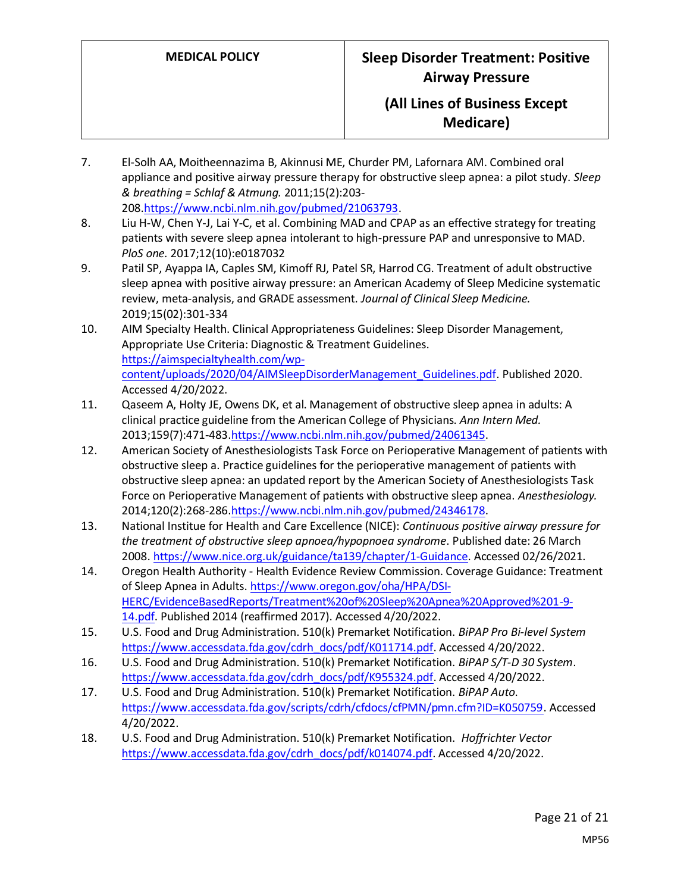7. El-Solh AA, Moitheennazima B, Akinnusi ME, Churder PM, Lafornara AM. Combined oral appliance and positive airway pressure therapy for obstructive sleep apnea: a pilot study. *Sleep & breathing = Schlaf & Atmung.* 2011;15(2):203-208.https://www.ncbi.nlm.nih.gov/pubmed/21063793.
8. Liu H-W, Chen Y-J, Lai Y-C, et al. Combining MAD and CPAP as an effective strategy for treating patients with severe sleep apnea intolerant to high-pressure PAP and unresponsive to MAD. *PloS one.* 2017;12(10):e0187032
9. Patil SP, Ayappa IA, Caples SM, Kimoff RJ, Patel SR, Harrod CG. Treatment of adult obstructive sleep apnea with positive airway pressure: an American Academy of Sleep Medicine systematic review, meta-analysis, and GRADE assessment. *Journal of Clinical Sleep Medicine.* 2019;15(02):301-334
10. AIM Specialty Health. Clinical Appropriateness Guidelines: Sleep Disorder Management, Appropriate Use Criteria: Diagnostic & Treatment Guidelines. https://aimspecialtyhealth.com/wp-content/uploads/2020/04/AIMSleepDisorderManagement_Guidelines.pdf. Published 2020. Accessed 4/20/2022.
11. Qaseem A, Holty JE, Owens DK, et al. Management of obstructive sleep apnea in adults: A clinical practice guideline from the American College of Physicians. *Ann Intern Med.* 2013;159(7):471-483.https://www.ncbi.nlm.nih.gov/pubmed/24061345.
12. American Society of Anesthesiologists Task Force on Perioperative Management of patients with obstructive sleep a. Practice guidelines for the perioperative management of patients with obstructive sleep apnea: an updated report by the American Society of Anesthesiologists Task Force on Perioperative Management of patients with obstructive sleep apnea. *Anesthesiology.* 2014;120(2):268-286.https://www.ncbi.nlm.nih.gov/pubmed/24346178.
13. National Institue for Health and Care Excellence (NICE): *Continuous positive airway pressure for the treatment of obstructive sleep apnoea/hypopnoea syndrome*. Published date: 26 March 2008. https://www.nice.org.uk/guidance/ta139/chapter/1-Guidance. Accessed 02/26/2021.
14. Oregon Health Authority - Health Evidence Review Commission. Coverage Guidance: Treatment of Sleep Apnea in Adults. https://www.oregon.gov/oha/HPA/DSI-HERC/EvidenceBasedReports/Treatment%20of%20Sleep%20Apnea%20Approved%201-9-14.pdf. Published 2014 (reaffirmed 2017). Accessed 4/20/2022.
15. U.S. Food and Drug Administration. 510(k) Premarket Notification. *BiPAP Pro Bi-level System* https://www.accessdata.fda.gov/cdrh_docs/pdf/K011714.pdf. Accessed 4/20/2022.
16. U.S. Food and Drug Administration. 510(k) Premarket Notification. *BiPAP S/T-D 30 System*. https://www.accessdata.fda.gov/cdrh_docs/pdf/K955324.pdf. Accessed 4/20/2022.
17. U.S. Food and Drug Administration. 510(k) Premarket Notification. *BiPAP Auto.* https://www.accessdata.fda.gov/scripts/cdrh/cfdocs/cfPMN/pmn.cfm?ID=K050759. Accessed 4/20/2022.
18. U.S. Food and Drug Administration. 510(k) Premarket Notification. *Hoffrichter Vector* https://www.accessdata.fda.gov/cdrh_docs/pdf/k014074.pdf. Accessed 4/20/2022.